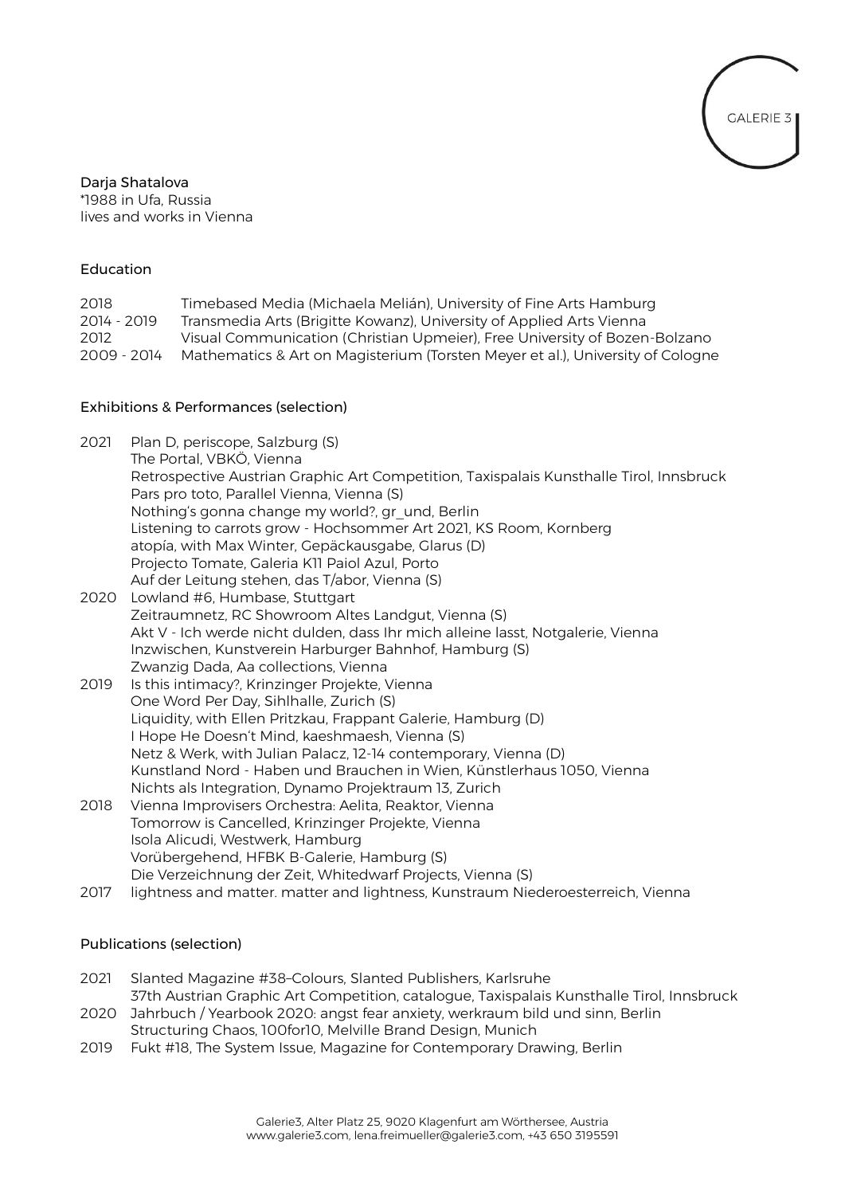GALERIE 3

Darja Shatalova
*1988 in Ufa, Russia
lives and works in Vienna

## Education

| | |
|---|---|
| 2018 | Timebased Media (Michaela Melián), University of Fine Arts Hamburg |
| 2014 - 2019 | Transmedia Arts (Brigitte Kowanz), University of Applied Arts Vienna |
| 2012 | Visual Communication (Christian Upmeier), Free University of Bozen-Bolzano |
| 2009 - 2014 | Mathematics & Art on Magisterium (Torsten Meyer et al.), University of Cologne |

## Exhibitions & Performances (selection)

2021 Plan D, periscope, Salzburg (S)
The Portal, VBKÖ, Vienna
Retrospective Austrian Graphic Art Competition, Taxispalais Kunsthalle Tirol, Innsbruck
Pars pro toto, Parallel Vienna, Vienna (S)
Nothing's gonna change my world?, gr_und, Berlin
Listening to carrots grow - Hochsommer Art 2021, KS Room, Kornberg
atopía, with Max Winter, Gepäckausgabe, Glarus (D)
Projecto Tomate, Galeria K11 Paiol Azul, Porto
Auf der Leitung stehen, das T/abor, Vienna (S)

2020 Lowland #6, Humbase, Stuttgart
Zeitraumnetz, RC Showroom Altes Landgut, Vienna (S)
Akt V - Ich werde nicht dulden, dass Ihr mich alleine lasst, Notgalerie, Vienna
Inzwischen, Kunstverein Harburger Bahnhof, Hamburg (S)
Zwanzig Dada, Aa collections, Vienna

2019 Is this intimacy?, Krinzinger Projekte, Vienna
One Word Per Day, Sihlhalle, Zurich (S)
Liquidity, with Ellen Pritzkau, Frappant Galerie, Hamburg (D)
I Hope He Doesn't Mind, kaeshmaesh, Vienna (S)
Netz & Werk, with Julian Palacz, 12-14 contemporary, Vienna (D)
Kunstland Nord - Haben und Brauchen in Wien, Künstlerhaus 1050, Vienna
Nichts als Integration, Dynamo Projektraum 13, Zurich

2018 Vienna Improvisers Orchestra: Aelita, Reaktor, Vienna
Tomorrow is Cancelled, Krinzinger Projekte, Vienna
Isola Alicudi, Westwerk, Hamburg
Vorübergehend, HFBK B-Galerie, Hamburg (S)
Die Verzeichnung der Zeit, Whitedwarf Projects, Vienna (S)

2017 lightness and matter. matter and lightness, Kunstraum Niederoesterreich, Vienna

## Publications (selection)

2021 Slanted Magazine #38–Colours, Slanted Publishers, Karlsruhe
37th Austrian Graphic Art Competition, catalogue, Taxispalais Kunsthalle Tirol, Innsbruck

2020 Jahrbuch / Yearbook 2020: angst fear anxiety, werkraum bild und sinn, Berlin
Structuring Chaos, 100for10, Melville Brand Design, Munich

2019 Fukt #18, The System Issue, Magazine for Contemporary Drawing, Berlin

Galerie3, Alter Platz 25, 9020 Klagenfurt am Wörthersee, Austria
www.galerie3.com, lena.freimueller@galerie3.com, +43 650 3195591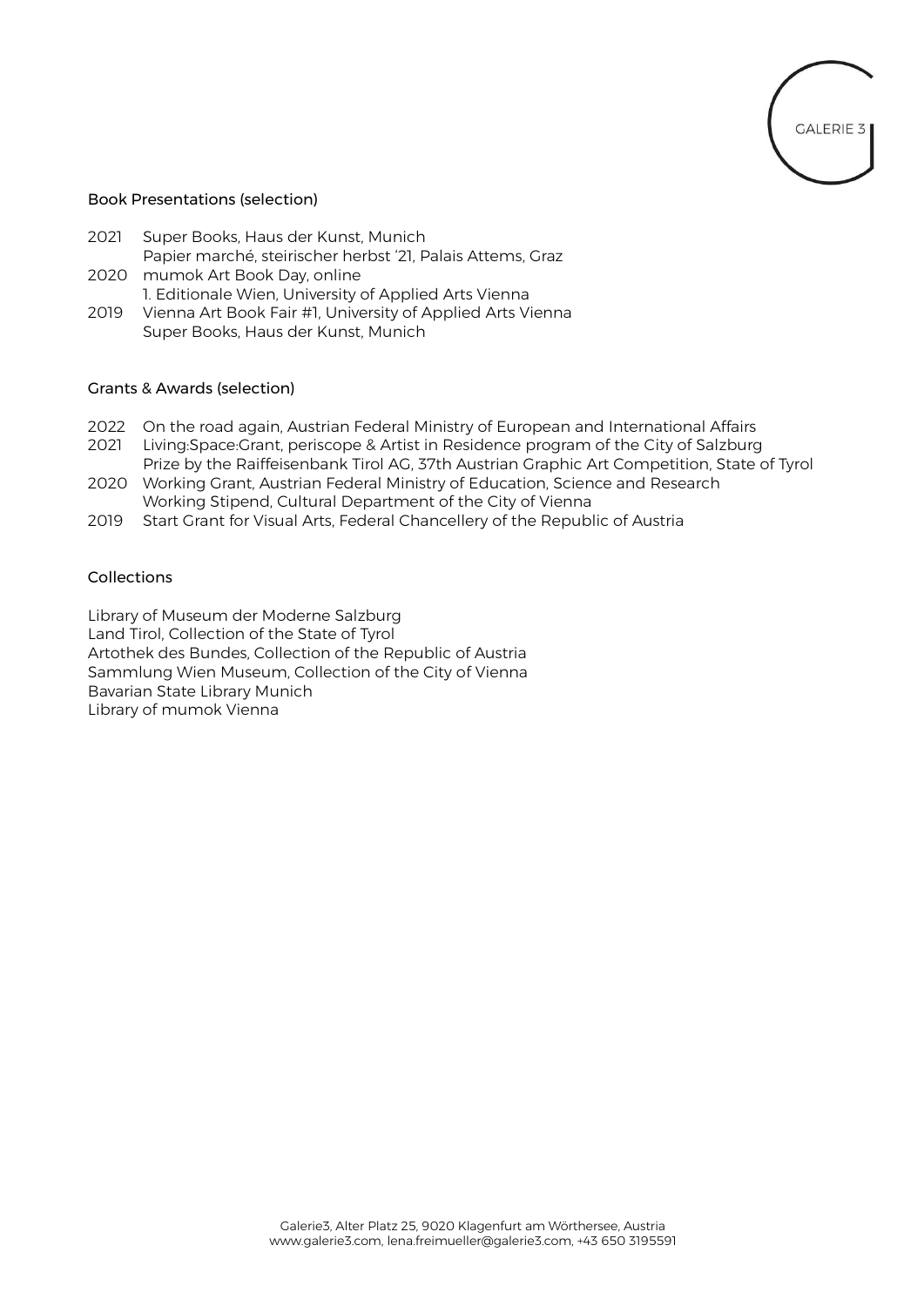## Book Presentations (selection)

2021 Super Books, Haus der Kunst, Munich
Papier marché, steirischer herbst '21, Palais Attems, Graz

2020 mumok Art Book Day, online
1. Editionale Wien, University of Applied Arts Vienna

2019 Vienna Art Book Fair #1, University of Applied Arts Vienna
Super Books, Haus der Kunst, Munich

## Grants & Awards (selection)

2022 On the road again, Austrian Federal Ministry of European and International Affairs

2021 Living:Space:Grant, periscope & Artist in Residence program of the City of Salzburg
Prize by the Raiffeisenbank Tirol AG, 37th Austrian Graphic Art Competition, State of Tyrol

2020 Working Grant, Austrian Federal Ministry of Education, Science and Research
Working Stipend, Cultural Department of the City of Vienna

2019 Start Grant for Visual Arts, Federal Chancellery of the Republic of Austria

## Collections

Library of Museum der Moderne Salzburg
Land Tirol, Collection of the State of Tyrol
Artothek des Bundes, Collection of the Republic of Austria
Sammlung Wien Museum, Collection of the City of Vienna
Bavarian State Library Munich
Library of mumok Vienna